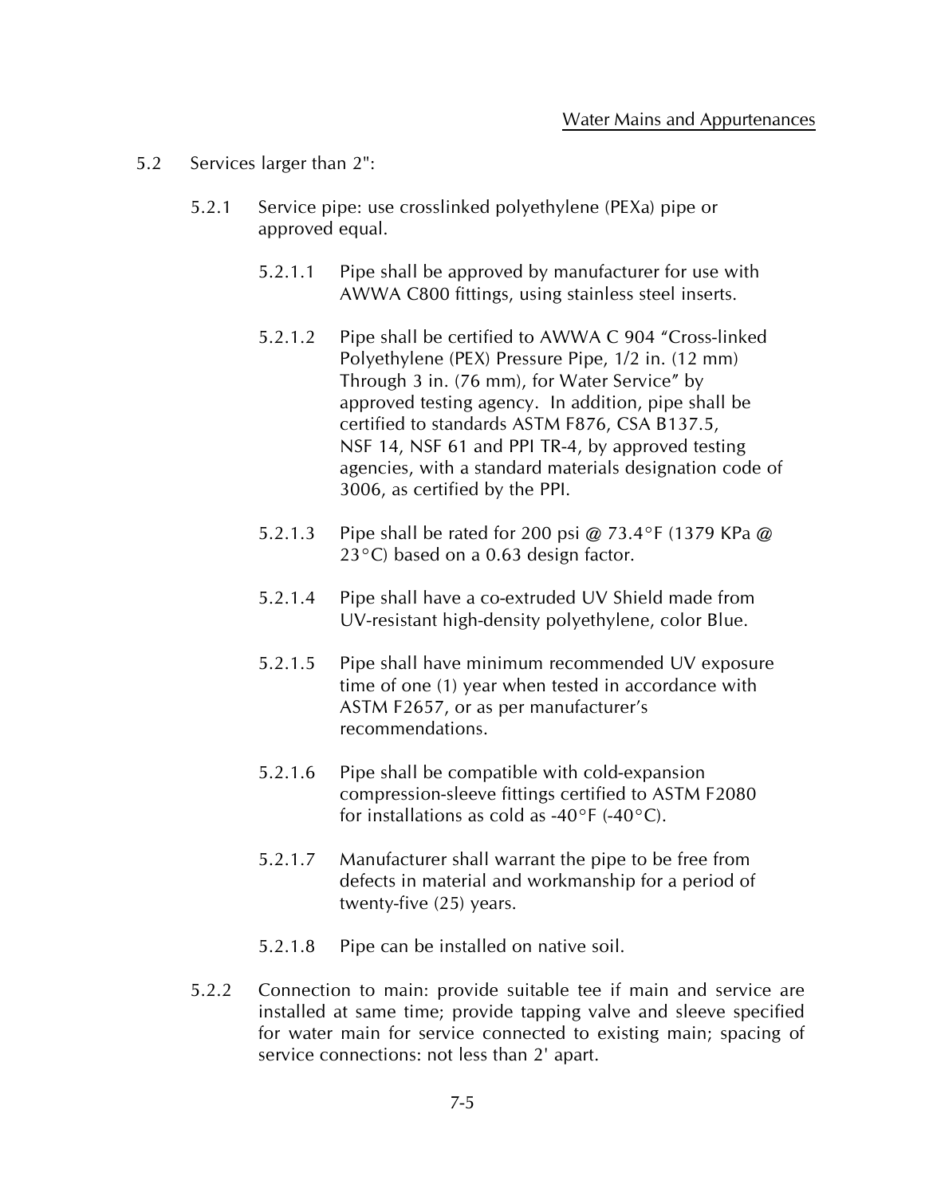5.2 Services larger than 2":

5.2.1 Service pipe: use crosslinked polyethylene (PEXa) pipe or approved equal.

5.2.1.1 Pipe shall be approved by manufacturer for use with AWWA C800 fittings, using stainless steel inserts.

5.2.1.2 Pipe shall be certified to AWWA C 904 "Cross-linked Polyethylene (PEX) Pressure Pipe, 1/2 in. (12 mm) Through 3 in. (76 mm), for Water Service" by approved testing agency. In addition, pipe shall be certified to standards ASTM F876, CSA B137.5, NSF 14, NSF 61 and PPI TR-4, by approved testing agencies, with a standard materials designation code of 3006, as certified by the PPI.

5.2.1.3 Pipe shall be rated for 200 psi @ 73.4°F (1379 KPa @ 23°C) based on a 0.63 design factor.

5.2.1.4 Pipe shall have a co-extruded UV Shield made from UV-resistant high-density polyethylene, color Blue.

5.2.1.5 Pipe shall have minimum recommended UV exposure time of one (1) year when tested in accordance with ASTM F2657, or as per manufacturer's recommendations.

5.2.1.6 Pipe shall be compatible with cold-expansion compression-sleeve fittings certified to ASTM F2080 for installations as cold as -40°F (-40°C).

5.2.1.7 Manufacturer shall warrant the pipe to be free from defects in material and workmanship for a period of twenty-five (25) years.

5.2.1.8 Pipe can be installed on native soil.

5.2.2 Connection to main: provide suitable tee if main and service are installed at same time; provide tapping valve and sleeve specified for water main for service connected to existing main; spacing of service connections: not less than 2' apart.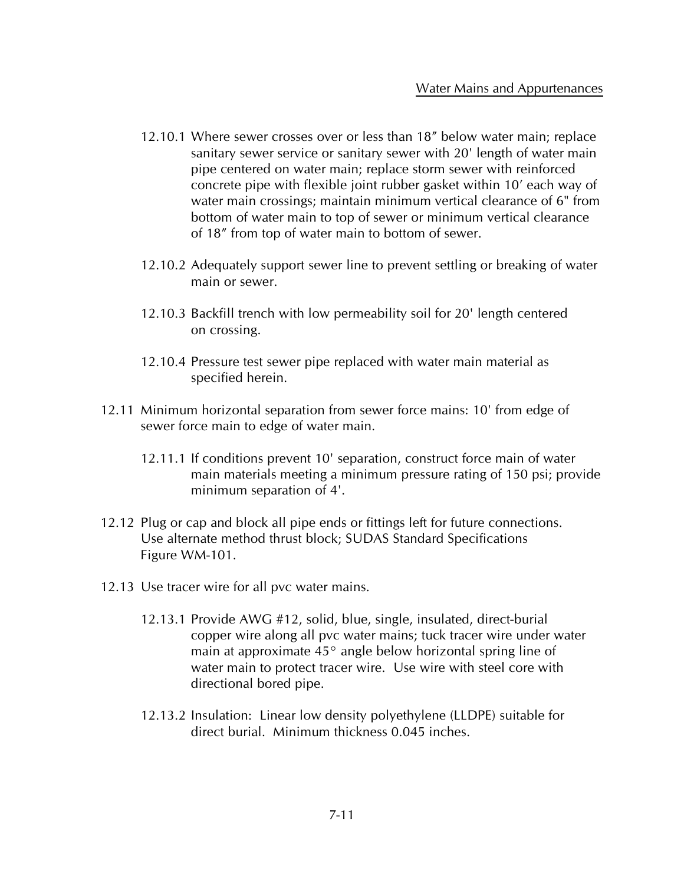12.10.1 Where sewer crosses over or less than 18″ below water main; replace sanitary sewer service or sanitary sewer with 20' length of water main pipe centered on water main; replace storm sewer with reinforced concrete pipe with flexible joint rubber gasket within 10′ each way of water main crossings; maintain minimum vertical clearance of 6" from bottom of water main to top of sewer or minimum vertical clearance of 18″ from top of water main to bottom of sewer.

12.10.2 Adequately support sewer line to prevent settling or breaking of water main or sewer.

12.10.3 Backfill trench with low permeability soil for 20' length centered on crossing.

12.10.4 Pressure test sewer pipe replaced with water main material as specified herein.

12.11 Minimum horizontal separation from sewer force mains: 10' from edge of sewer force main to edge of water main.

12.11.1 If conditions prevent 10' separation, construct force main of water main materials meeting a minimum pressure rating of 150 psi; provide minimum separation of 4'.

12.12 Plug or cap and block all pipe ends or fittings left for future connections. Use alternate method thrust block; SUDAS Standard Specifications Figure WM-101.

12.13 Use tracer wire for all pvc water mains.

12.13.1 Provide AWG #12, solid, blue, single, insulated, direct-burial copper wire along all pvc water mains; tuck tracer wire under water main at approximate 45° angle below horizontal spring line of water main to protect tracer wire. Use wire with steel core with directional bored pipe.

12.13.2 Insulation: Linear low density polyethylene (LLDPE) suitable for direct burial. Minimum thickness 0.045 inches.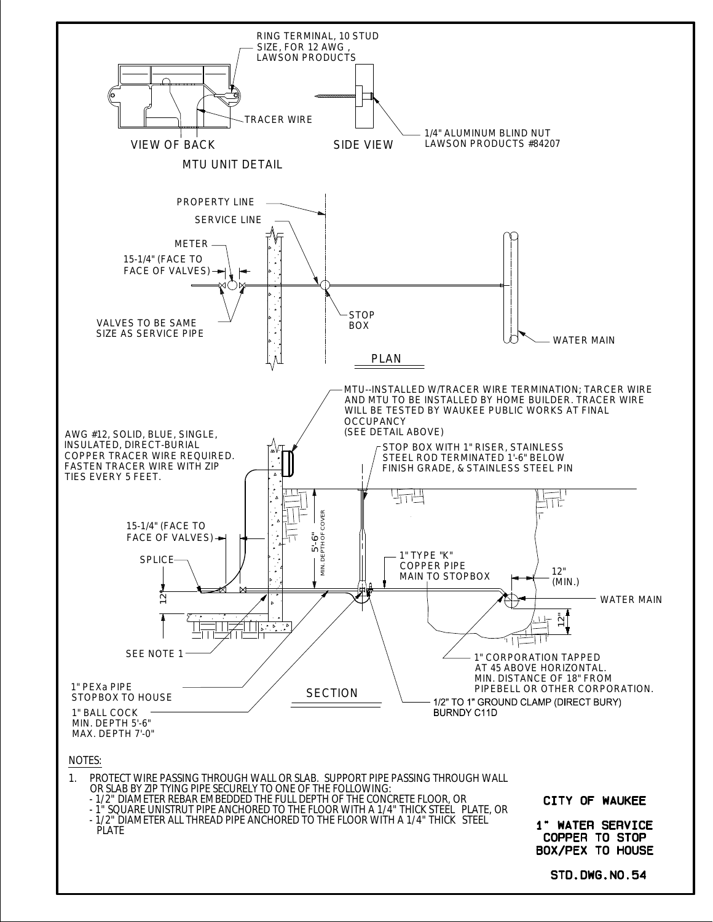RING TERMINAL, 10 STUD SIZE, FOR 12 AWG , LAWSON PRODUCTS

TRACER WIRE

VIEW OF BACK

SIDE VIEW

1/4" ALUMINUM BLIND NUT LAWSON PRODUCTS #84207

MTU UNIT DETAIL

PROPERTY LINE

SERVICE LINE

METER

15-1/4" (FACE TO FACE OF VALVES)

VALVES TO BE SAME SIZE AS SERVICE PIPE

STOP BOX

WATER MAIN

PLAN

MTU--INSTALLED W/TRACER WIRE TERMINATION; TARCER WIRE AND MTU TO BE INSTALLED BY HOME BUILDER. TRACER WIRE WILL BE TESTED BY WAUKEE PUBLIC WORKS AT FINAL OCCUPANCY (SEE DETAIL ABOVE)

AWG #12, SOLID, BLUE, SINGLE, INSULATED, DIRECT-BURIAL COPPER TRACER WIRE REQUIRED. FASTEN TRACER WIRE WITH ZIP TIES EVERY 5 FEET.

STOP BOX WITH 1" RISER, STAINLESS STEEL ROD TERMINATED 1'-6" BELOW FINISH GRADE, & STAINLESS STEEL PIN

15-1/4" (FACE TO FACE OF VALVES)

5'-6" MIN. DEPTH OF COVER

SPLICE

12"

1" TYPE "K" COPPER PIPE MAIN TO STOPBOX

12" (MIN.)

WATER MAIN

12"

SEE NOTE 1

1" CORPORATION TAPPED AT 45 ABOVE HORIZONTAL. MIN. DISTANCE OF 18" FROM PIPEBELL OR OTHER CORPORATION.

1" PEXa PIPE STOPBOX TO HOUSE

SECTION

1/2" TO 1" GROUND CLAMP (DIRECT BURY) BURNDY C11D

1" BALL COCK MIN. DEPTH 5'-6" MAX. DEPTH 7'-0"

NOTES:

1. PROTECT WIRE PASSING THROUGH WALL OR SLAB. SUPPORT PIPE PASSING THROUGH WALL OR SLAB BY ZIP TYING PIPE SECURELY TO ONE OF THE FOLLOWING:
   - 1/2" DIAMETER REBAR EMBEDDED THE FULL DEPTH OF THE CONCRETE FLOOR, OR
   - 1" SQUARE UNISTRUT PIPE ANCHORED TO THE FLOOR WITH A 1/4" THICK STEEL PLATE, OR
   - 1/2" DIAMETER ALL THREAD PIPE ANCHORED TO THE FLOOR WITH A 1/4" THICK STEEL PLATE

**CITY OF WAUKEE**

**1" WATER SERVICE COPPER TO STOP BOX/PEX TO HOUSE**

**STD.DWG.NO.54**